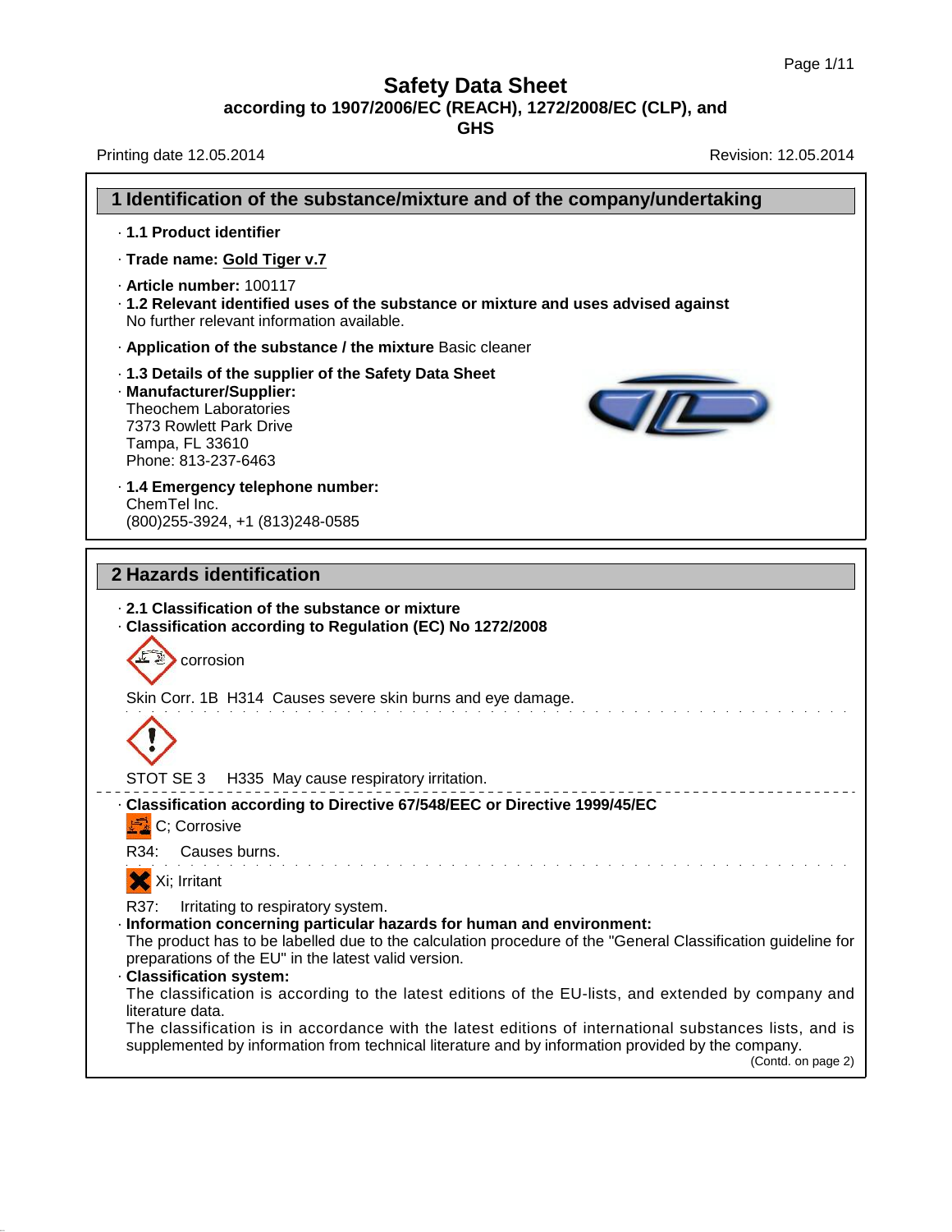# Safety Data Sheet

**according to 1907/2006/EC (REACH), 1272/2008/EC (CLP), and GHS**

Printing date 12.05.2014 Revision: 12.05.2014

## 1 Identification of the substance/mixture and of the company/undertaking

- **1.1 Product identifier**
- **Trade name: Gold Tiger v.7**
- **Article number:** 100117
- **1.2 Relevant identified uses of the substance or mixture and uses advised against**
  No further relevant information available.
- **Application of the substance / the mixture** Basic cleaner
- **1.3 Details of the supplier of the Safety Data Sheet**
- **Manufacturer/Supplier:**
  Theochem Laboratories
  7373 Rowlett Park Drive
  Tampa, FL 33610
  Phone: 813-237-6463
- **1.4 Emergency telephone number:**
  ChemTel Inc.
  (800)255-3924, +1 (813)248-0585

## 2 Hazards identification

- **2.1 Classification of the substance or mixture**
- **Classification according to Regulation (EC) No 1272/2008**

corrosion

Skin Corr. 1B H314 Causes severe skin burns and eye damage.

STOT SE 3 H335 May cause respiratory irritation.

- **Classification according to Directive 67/548/EEC or Directive 1999/45/EC**

C; Corrosive

R34: Causes burns.

Xi; Irritant

R37: Irritating to respiratory system.

- **Information concerning particular hazards for human and environment:**
  The product has to be labelled due to the calculation procedure of the "General Classification guideline for preparations of the EU" in the latest valid version.
- **Classification system:**
  The classification is according to the latest editions of the EU-lists, and extended by company and literature data.
  The classification is in accordance with the latest editions of international substances lists, and is supplemented by information from technical literature and by information provided by the company.

(Contd. on page 2)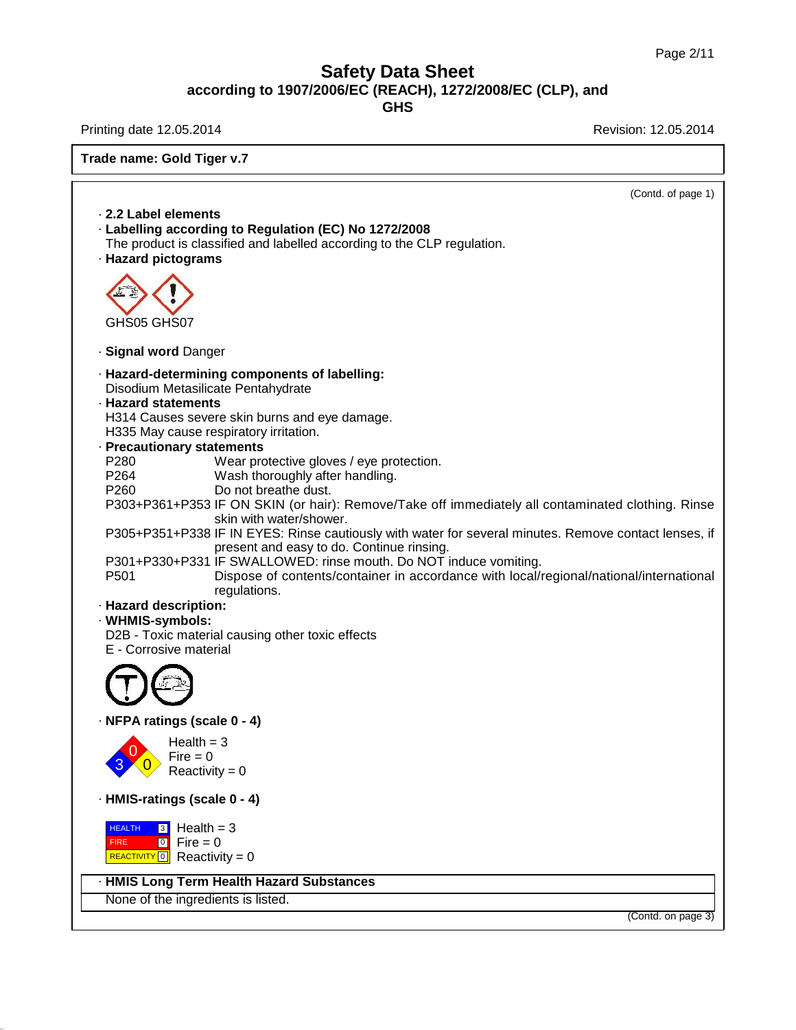# Safety Data Sheet
## according to 1907/2006/EC (REACH), 1272/2008/EC (CLP), and GHS

Printing date 12.05.2014 Revision: 12.05.2014

**Trade name: Gold Tiger v.7**

(Contd. of page 1)

· **2.2 Label elements**

· **Labelling according to Regulation (EC) No 1272/2008**
The product is classified and labelled according to the CLP regulation.

· **Hazard pictograms**

GHS05 GHS07

· **Signal word** Danger

· **Hazard-determining components of labelling:**
Disodium Metasilicate Pentahydrate

· **Hazard statements**
H314 Causes severe skin burns and eye damage.
H335 May cause respiratory irritation.

· **Precautionary statements**

| | |
|---|---|
| P280 | Wear protective gloves / eye protection. |
| P264 | Wash thoroughly after handling. |
| P260 | Do not breathe dust. |
| P303+P361+P353 | IF ON SKIN (or hair): Remove/Take off immediately all contaminated clothing. Rinse skin with water/shower. |
| P305+P351+P338 | IF IN EYES: Rinse cautiously with water for several minutes. Remove contact lenses, if present and easy to do. Continue rinsing. |
| P301+P330+P331 | IF SWALLOWED: rinse mouth. Do NOT induce vomiting. |
| P501 | Dispose of contents/container in accordance with local/regional/national/international regulations. |

· **Hazard description:**

· **WHMIS-symbols:**
D2B - Toxic material causing other toxic effects
E - Corrosive material

· **NFPA ratings (scale 0 - 4)**

Health = 3
Fire = 0
Reactivity = 0

· **HMIS-ratings (scale 0 - 4)**

| | | |
|---|---|---|
| HEALTH | 3 | Health = 3 |
| FIRE | 0 | Fire = 0 |
| REACTIVITY | 0 | Reactivity = 0 |

· **HMIS Long Term Health Hazard Substances**
None of the ingredients is listed.

(Contd. on page 3)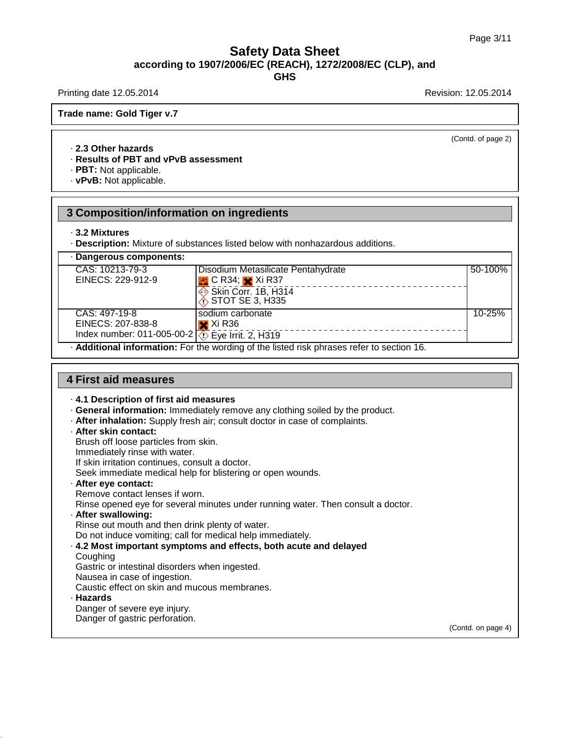Safety Data Sheet
according to 1907/2006/EC (REACH), 1272/2008/EC (CLP), and GHS

Printing date 12.05.2014 Revision: 12.05.2014

**Trade name: Gold Tiger v.7**

(Contd. of page 2)

- **2.3 Other hazards**
- **Results of PBT and vPvB assessment**
- **PBT:** Not applicable.
- **vPvB:** Not applicable.

## 3 Composition/information on ingredients

- **3.2 Mixtures**
- **Description:** Mixture of substances listed below with nonhazardous additions.

| · Dangerous components: | | |
|---|---|---|
| CAS: 10213-79-3<br>EINECS: 229-912-9 | Disodium Metasilicate Pentahydrate<br>C R34; Xi R37<br>Skin Corr. 1B, H314<br>STOT SE 3, H335 | 50-100% |
| CAS: 497-19-8<br>EINECS: 207-838-8<br>Index number: 011-005-00-2 | sodium carbonate<br>Xi R36<br>Eye Irrit. 2, H319 | 10-25% |

- **Additional information:** For the wording of the listed risk phrases refer to section 16.

## 4 First aid measures

- **4.1 Description of first aid measures**
- **General information:** Immediately remove any clothing soiled by the product.
- **After inhalation:** Supply fresh air; consult doctor in case of complaints.
- **After skin contact:**
  Brush off loose particles from skin.
  Immediately rinse with water.
  If skin irritation continues, consult a doctor.
  Seek immediate medical help for blistering or open wounds.
- **After eye contact:**
  Remove contact lenses if worn.
  Rinse opened eye for several minutes under running water. Then consult a doctor.
- **After swallowing:**
  Rinse out mouth and then drink plenty of water.
  Do not induce vomiting; call for medical help immediately.
- **4.2 Most important symptoms and effects, both acute and delayed**
  Coughing
  Gastric or intestinal disorders when ingested.
  Nausea in case of ingestion.
  Caustic effect on skin and mucous membranes.
- **Hazards**
  Danger of severe eye injury.
  Danger of gastric perforation.

(Contd. on page 4)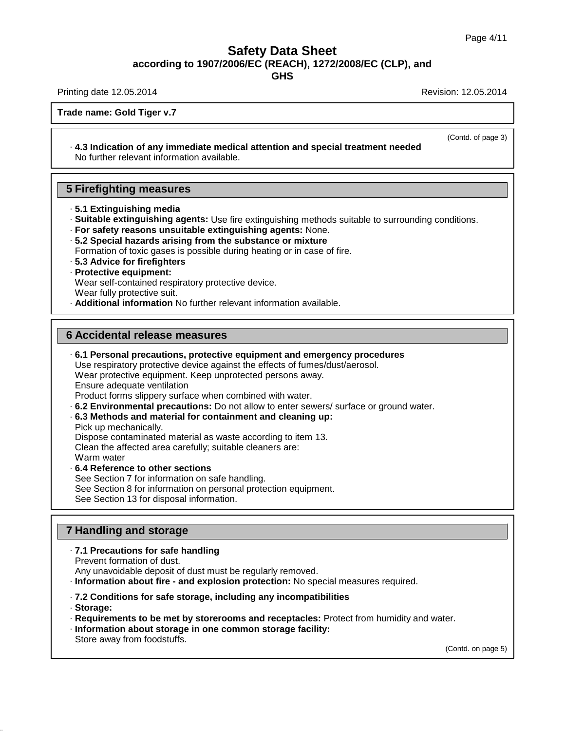(Contd. of page 3)

· **4.3 Indication of any immediate medical attention and special treatment needed**
No further relevant information available.

## 5 Firefighting measures

· **5.1 Extinguishing media**
· **Suitable extinguishing agents:** Use fire extinguishing methods suitable to surrounding conditions.
· **For safety reasons unsuitable extinguishing agents:** None.
· **5.2 Special hazards arising from the substance or mixture**
Formation of toxic gases is possible during heating or in case of fire.
· **5.3 Advice for firefighters**
· **Protective equipment:**
Wear self-contained respiratory protective device.
Wear fully protective suit.
· **Additional information** No further relevant information available.

## 6 Accidental release measures

· **6.1 Personal precautions, protective equipment and emergency procedures**
Use respiratory protective device against the effects of fumes/dust/aerosol.
Wear protective equipment. Keep unprotected persons away.
Ensure adequate ventilation
Product forms slippery surface when combined with water.
· **6.2 Environmental precautions:** Do not allow to enter sewers/ surface or ground water.
· **6.3 Methods and material for containment and cleaning up:**
Pick up mechanically.
Dispose contaminated material as waste according to item 13.
Clean the affected area carefully; suitable cleaners are:
Warm water
· **6.4 Reference to other sections**
See Section 7 for information on safe handling.
See Section 8 for information on personal protection equipment.
See Section 13 for disposal information.

## 7 Handling and storage

· **7.1 Precautions for safe handling**
Prevent formation of dust.
Any unavoidable deposit of dust must be regularly removed.
· **Information about fire - and explosion protection:** No special measures required.

· **7.2 Conditions for safe storage, including any incompatibilities**
· **Storage:**
· **Requirements to be met by storerooms and receptacles:** Protect from humidity and water.
· **Information about storage in one common storage facility:**
Store away from foodstuffs.

(Contd. on page 5)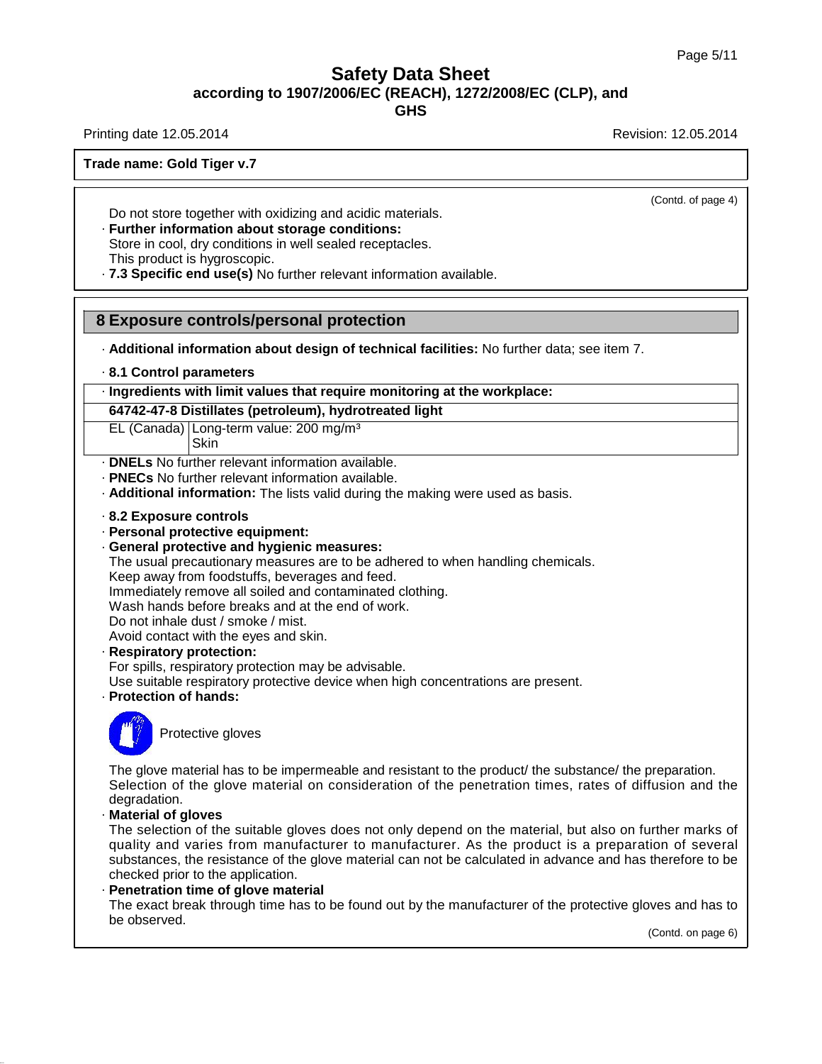# Safety Data Sheet

**according to 1907/2006/EC (REACH), 1272/2008/EC (CLP), and GHS**

Printing date 12.05.2014 Revision: 12.05.2014

**Trade name: Gold Tiger v.7**

(Contd. of page 4)

Do not store together with oxidizing and acidic materials.

· **Further information about storage conditions:**
Store in cool, dry conditions in well sealed receptacles.
This product is hygroscopic.

· **7.3 Specific end use(s)** No further relevant information available.

## 8 Exposure controls/personal protection

· **Additional information about design of technical facilities:** No further data; see item 7.

· **8.1 Control parameters**

| · **Ingredients with limit values that require monitoring at the workplace:** | |
|---|---|
| **64742-47-8 Distillates (petroleum), hydrotreated light** | |
| EL (Canada) | Long-term value: 200 mg/m³<br>Skin |

· **DNELs** No further relevant information available.
· **PNECs** No further relevant information available.
· **Additional information:** The lists valid during the making were used as basis.

· **8.2 Exposure controls**
· **Personal protective equipment:**
· **General protective and hygienic measures:**
The usual precautionary measures are to be adhered to when handling chemicals.
Keep away from foodstuffs, beverages and feed.
Immediately remove all soiled and contaminated clothing.
Wash hands before breaks and at the end of work.
Do not inhale dust / smoke / mist.
Avoid contact with the eyes and skin.

· **Respiratory protection:**
For spills, respiratory protection may be advisable.
Use suitable respiratory protective device when high concentrations are present.

· **Protection of hands:**

Protective gloves

The glove material has to be impermeable and resistant to the product/ the substance/ the preparation.
Selection of the glove material on consideration of the penetration times, rates of diffusion and the degradation.

· **Material of gloves**
The selection of the suitable gloves does not only depend on the material, but also on further marks of quality and varies from manufacturer to manufacturer. As the product is a preparation of several substances, the resistance of the glove material can not be calculated in advance and has therefore to be checked prior to the application.

· **Penetration time of glove material**
The exact break through time has to be found out by the manufacturer of the protective gloves and has to be observed.

(Contd. on page 6)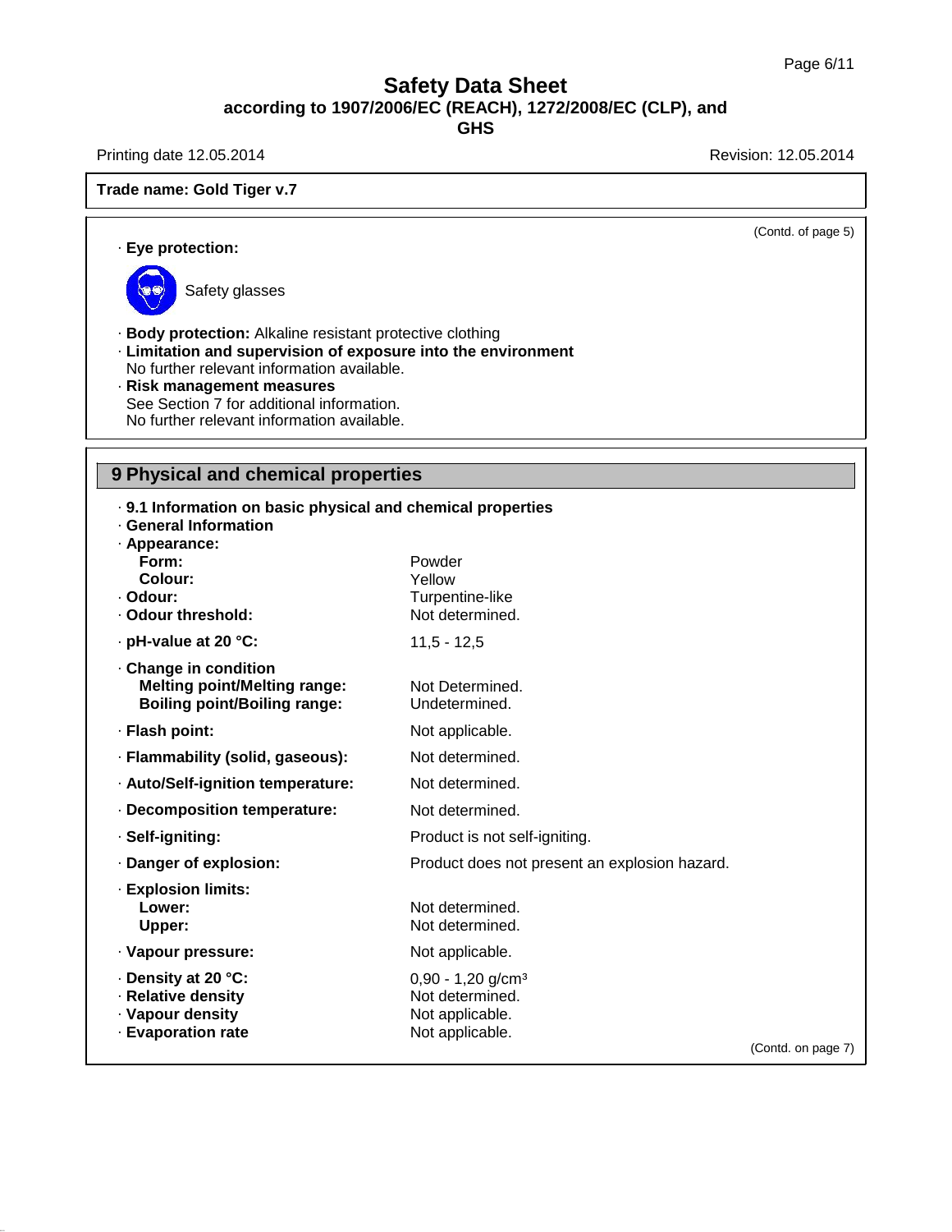Trade name: Gold Tiger v.7

(Contd. of page 5)

· **Eye protection:**

Safety glasses

· **Body protection:** Alkaline resistant protective clothing

· **Limitation and supervision of exposure into the environment**
No further relevant information available.

· **Risk management measures**
See Section 7 for additional information.
No further relevant information available.

## 9 Physical and chemical properties

· **9.1 Information on basic physical and chemical properties**

· **General Information**

| | |
|---|---|
| · **Appearance:** | |
| **Form:** | Powder |
| **Colour:** | Yellow |
| · **Odour:** | Turpentine-like |
| · **Odour threshold:** | Not determined. |
| · **pH-value at 20 °C:** | 11,5 - 12,5 |
| · **Change in condition** | |
| **Melting point/Melting range:** | Not Determined. |
| **Boiling point/Boiling range:** | Undetermined. |
| · **Flash point:** | Not applicable. |
| · **Flammability (solid, gaseous):** | Not determined. |
| · **Auto/Self-ignition temperature:** | Not determined. |
| · **Decomposition temperature:** | Not determined. |
| · **Self-igniting:** | Product is not self-igniting. |
| · **Danger of explosion:** | Product does not present an explosion hazard. |
| · **Explosion limits:** | |
| **Lower:** | Not determined. |
| **Upper:** | Not determined. |
| · **Vapour pressure:** | Not applicable. |
| · **Density at 20 °C:** | 0,90 - 1,20 g/cm³ |
| · **Relative density** | Not determined. |
| · **Vapour density** | Not applicable. |
| · **Evaporation rate** | Not applicable. |

(Contd. on page 7)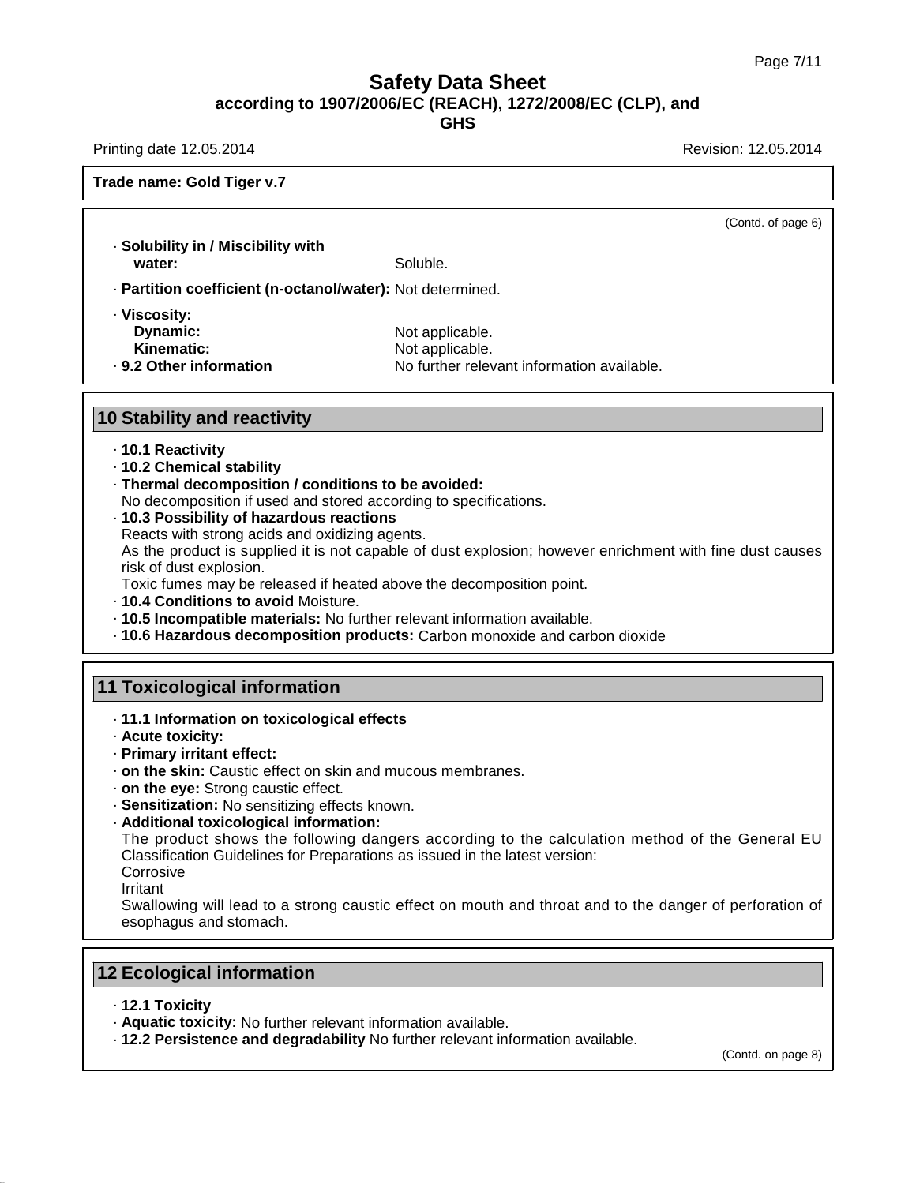Trade name: Gold Tiger v.7

(Contd. of page 6)

· **Solubility in / Miscibility with water:** Soluble.

· **Partition coefficient (n-octanol/water):** Not determined.

· **Viscosity:**
  **Dynamic:** Not applicable.
  **Kinematic:** Not applicable.
· **9.2 Other information** No further relevant information available.

## 10 Stability and reactivity

· **10.1 Reactivity**
· **10.2 Chemical stability**
· **Thermal decomposition / conditions to be avoided:**
No decomposition if used and stored according to specifications.
· **10.3 Possibility of hazardous reactions**
Reacts with strong acids and oxidizing agents.
As the product is supplied it is not capable of dust explosion; however enrichment with fine dust causes risk of dust explosion.
Toxic fumes may be released if heated above the decomposition point.
· **10.4 Conditions to avoid** Moisture.
· **10.5 Incompatible materials:** No further relevant information available.
· **10.6 Hazardous decomposition products:** Carbon monoxide and carbon dioxide

## 11 Toxicological information

· **11.1 Information on toxicological effects**
· **Acute toxicity:**
· **Primary irritant effect:**
· **on the skin:** Caustic effect on skin and mucous membranes.
· **on the eye:** Strong caustic effect.
· **Sensitization:** No sensitizing effects known.
· **Additional toxicological information:**
The product shows the following dangers according to the calculation method of the General EU Classification Guidelines for Preparations as issued in the latest version:
Corrosive
Irritant
Swallowing will lead to a strong caustic effect on mouth and throat and to the danger of perforation of esophagus and stomach.

## 12 Ecological information

· **12.1 Toxicity**
· **Aquatic toxicity:** No further relevant information available.
· **12.2 Persistence and degradability** No further relevant information available.

(Contd. on page 8)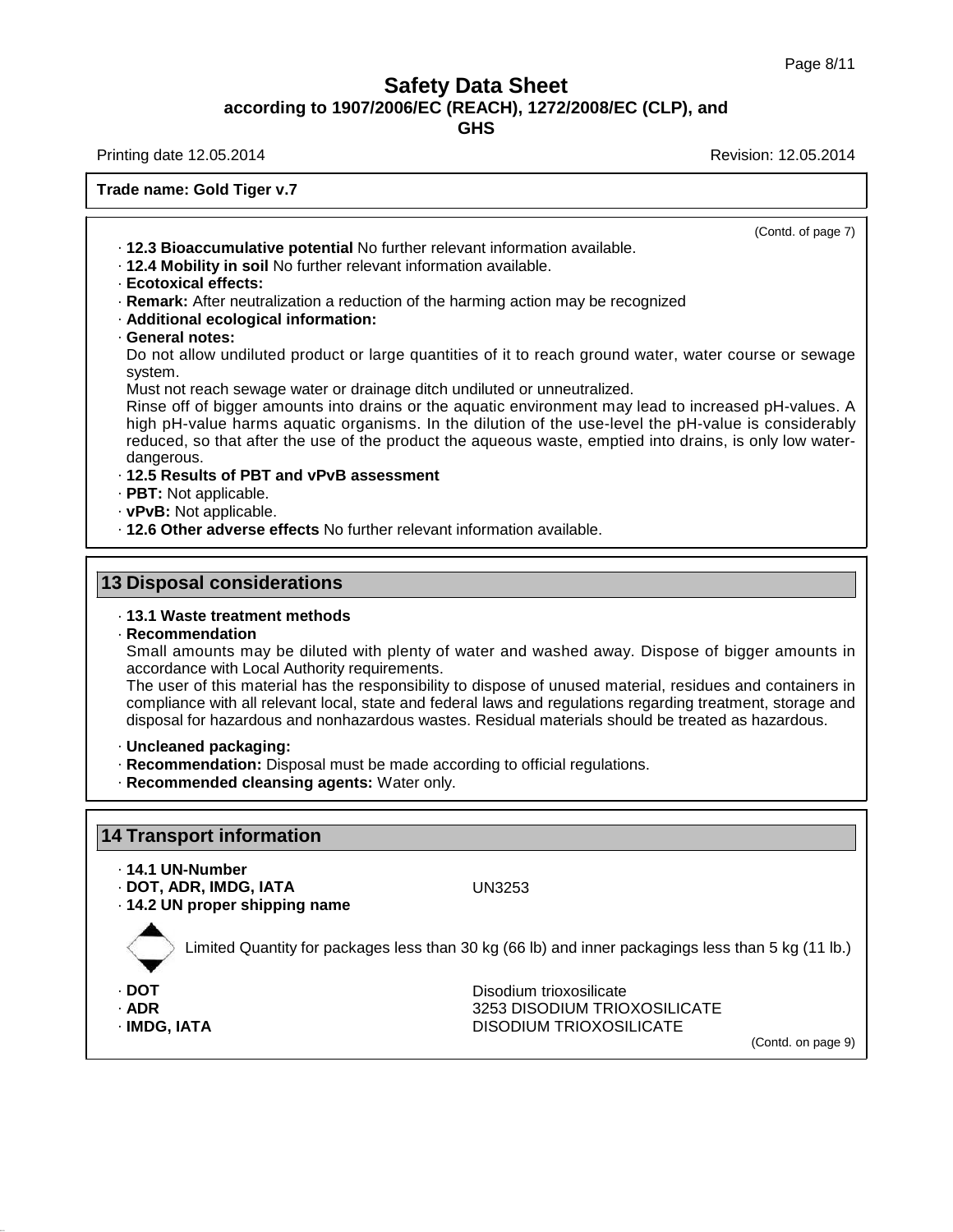(Contd. of page 7)

- **12.3 Bioaccumulative potential** No further relevant information available.
- **12.4 Mobility in soil** No further relevant information available.
- **Ecotoxical effects:**
- **Remark:** After neutralization a reduction of the harming action may be recognized
- **Additional ecological information:**
- **General notes:**
  Do not allow undiluted product or large quantities of it to reach ground water, water course or sewage system.
  Must not reach sewage water or drainage ditch undiluted or unneutralized.
  Rinse off of bigger amounts into drains or the aquatic environment may lead to increased pH-values. A high pH-value harms aquatic organisms. In the dilution of the use-level the pH-value is considerably reduced, so that after the use of the product the aqueous waste, emptied into drains, is only low water-dangerous.
- **12.5 Results of PBT and vPvB assessment**
- **PBT:** Not applicable.
- **vPvB:** Not applicable.
- **12.6 Other adverse effects** No further relevant information available.

## 13 Disposal considerations

- **13.1 Waste treatment methods**
- **Recommendation**
  Small amounts may be diluted with plenty of water and washed away. Dispose of bigger amounts in accordance with Local Authority requirements.
  The user of this material has the responsibility to dispose of unused material, residues and containers in compliance with all relevant local, state and federal laws and regulations regarding treatment, storage and disposal for hazardous and nonhazardous wastes. Residual materials should be treated as hazardous.

- **Uncleaned packaging:**
- **Recommendation:** Disposal must be made according to official regulations.
- **Recommended cleansing agents:** Water only.

## 14 Transport information

- **14.1 UN-Number**
- **DOT, ADR, IMDG, IATA** UN3253
- **14.2 UN proper shipping name**

Limited Quantity for packages less than 30 kg (66 lb) and inner packagings less than 5 kg (11 lb.)

- **DOT** Disodium trioxosilicate
- **ADR** 3253 DISODIUM TRIOXOSILICATE
- **IMDG, IATA** DISODIUM TRIOXOSILICATE

(Contd. on page 9)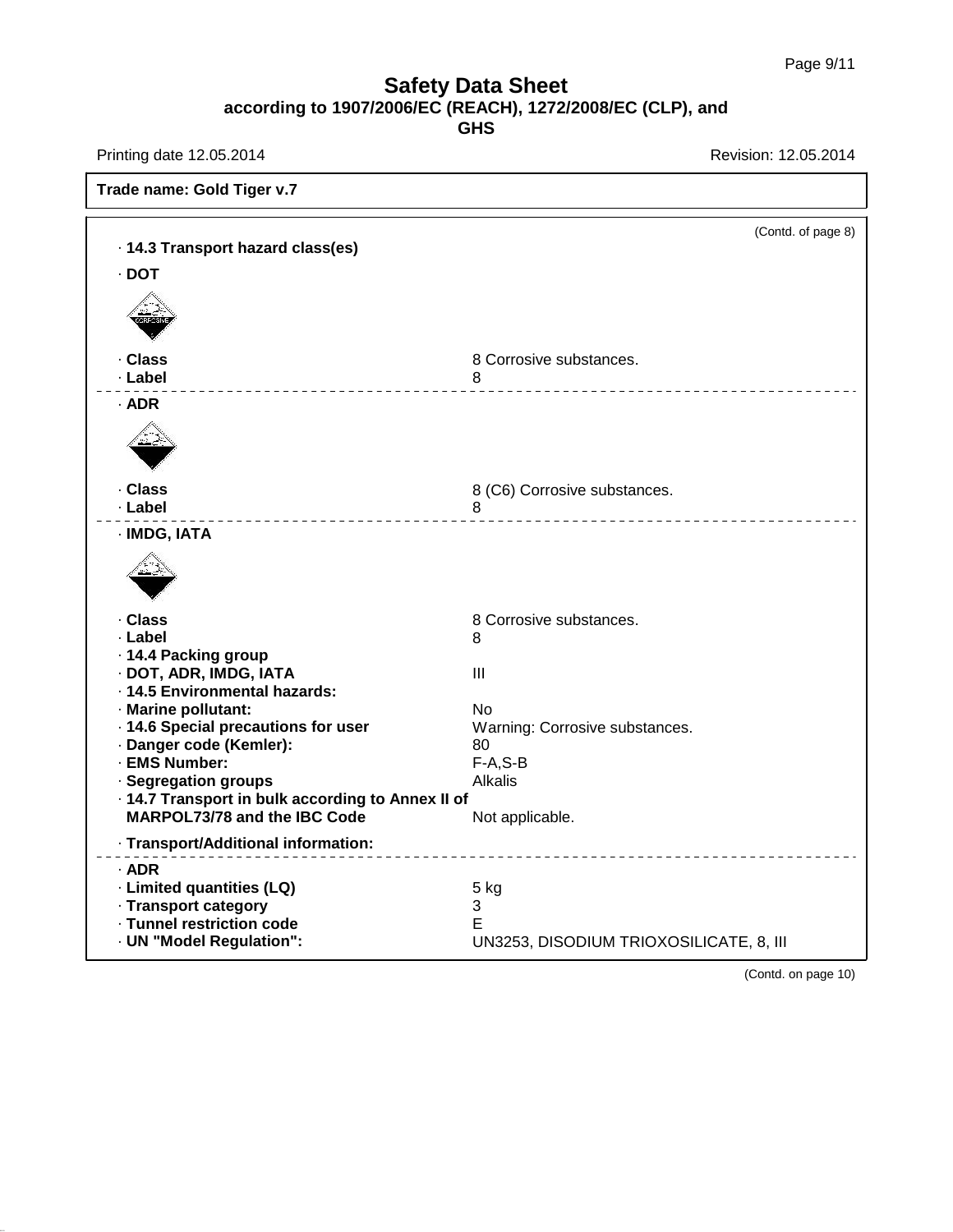# Safety Data Sheet
## according to 1907/2006/EC (REACH), 1272/2008/EC (CLP), and GHS

Printing date 12.05.2014 Revision: 12.05.2014

**Trade name: Gold Tiger v.7**

(Contd. of page 8)

· **14.3 Transport hazard class(es)**

· **DOT**

· **Class** 8 Corrosive substances.
· **Label** 8

---

· **ADR**

· **Class** 8 (C6) Corrosive substances.
· **Label** 8

---

· **IMDG, IATA**

· **Class** 8 Corrosive substances.
· **Label** 8
· **14.4 Packing group**
· **DOT, ADR, IMDG, IATA** III
· **14.5 Environmental hazards:**
· **Marine pollutant:** No
· **14.6 Special precautions for user** Warning: Corrosive substances.
· **Danger code (Kemler):** 80
· **EMS Number:** F-A,S-B
· **Segregation groups** Alkalis
· **14.7 Transport in bulk according to Annex II of MARPOL73/78 and the IBC Code** Not applicable.

· **Transport/Additional information:**

---

· **ADR**
· **Limited quantities (LQ)** 5 kg
· **Transport category** 3
· **Tunnel restriction code** E
· **UN "Model Regulation":** UN3253, DISODIUM TRIOXOSILICATE, 8, III

(Contd. on page 10)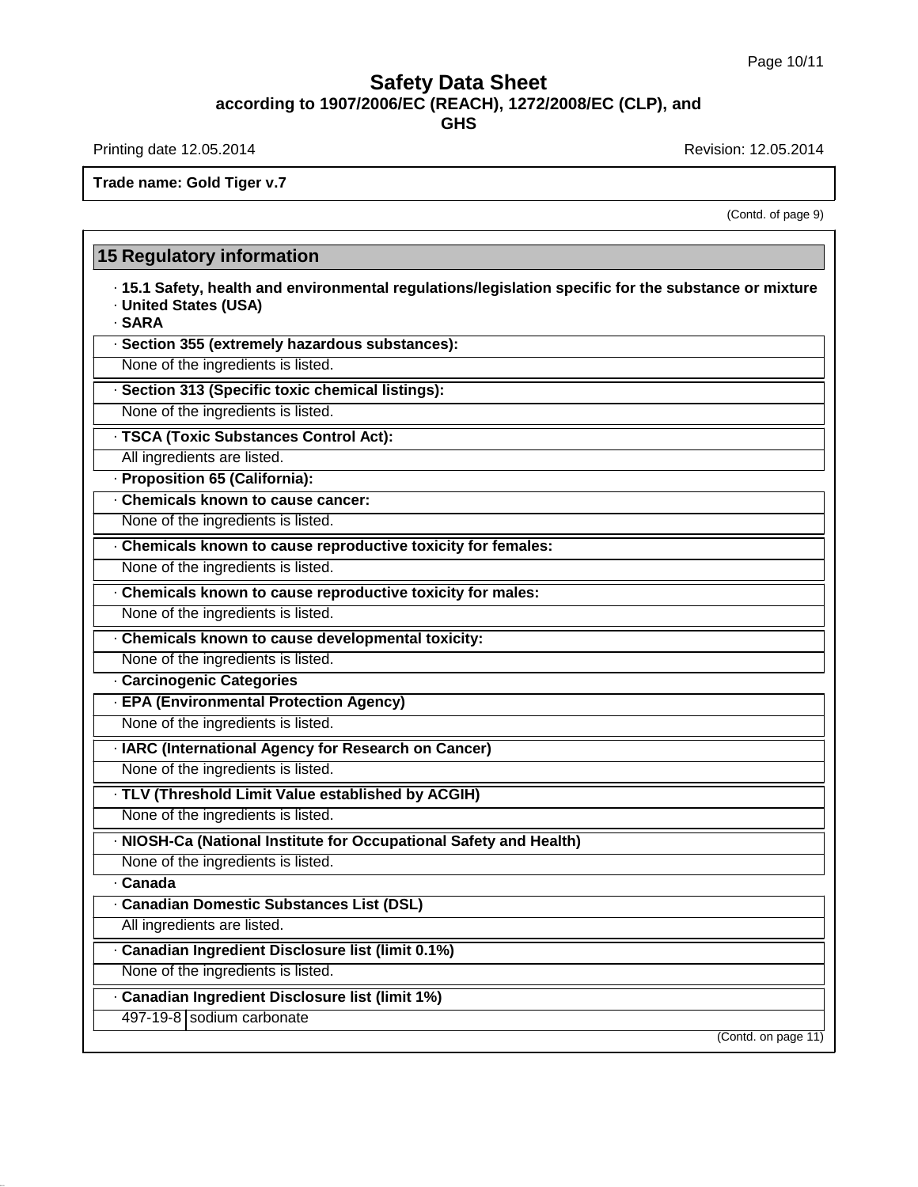# Safety Data Sheet

**according to 1907/2006/EC (REACH), 1272/2008/EC (CLP), and GHS**

Printing date 12.05.2014 Revision: 12.05.2014

**Trade name: Gold Tiger v.7**

(Contd. of page 9)

## 15 Regulatory information

· **15.1 Safety, health and environmental regulations/legislation specific for the substance or mixture**
· **United States (USA)**
· **SARA**

· **Section 355 (extremely hazardous substances):**
None of the ingredients is listed.

· **Section 313 (Specific toxic chemical listings):**
None of the ingredients is listed.

· **TSCA (Toxic Substances Control Act):**
All ingredients are listed.

· **Proposition 65 (California):**

· **Chemicals known to cause cancer:**
None of the ingredients is listed.

· **Chemicals known to cause reproductive toxicity for females:**
None of the ingredients is listed.

· **Chemicals known to cause reproductive toxicity for males:**
None of the ingredients is listed.

· **Chemicals known to cause developmental toxicity:**
None of the ingredients is listed.

· **Carcinogenic Categories**

· **EPA (Environmental Protection Agency)**
None of the ingredients is listed.

· **IARC (International Agency for Research on Cancer)**
None of the ingredients is listed.

· **TLV (Threshold Limit Value established by ACGIH)**
None of the ingredients is listed.

· **NIOSH-Ca (National Institute for Occupational Safety and Health)**
None of the ingredients is listed.

· **Canada**

· **Canadian Domestic Substances List (DSL)**
All ingredients are listed.

· **Canadian Ingredient Disclosure list (limit 0.1%)**
None of the ingredients is listed.

· **Canadian Ingredient Disclosure list (limit 1%)**

| 497-19-8 | sodium carbonate |
|---|---|

(Contd. on page 11)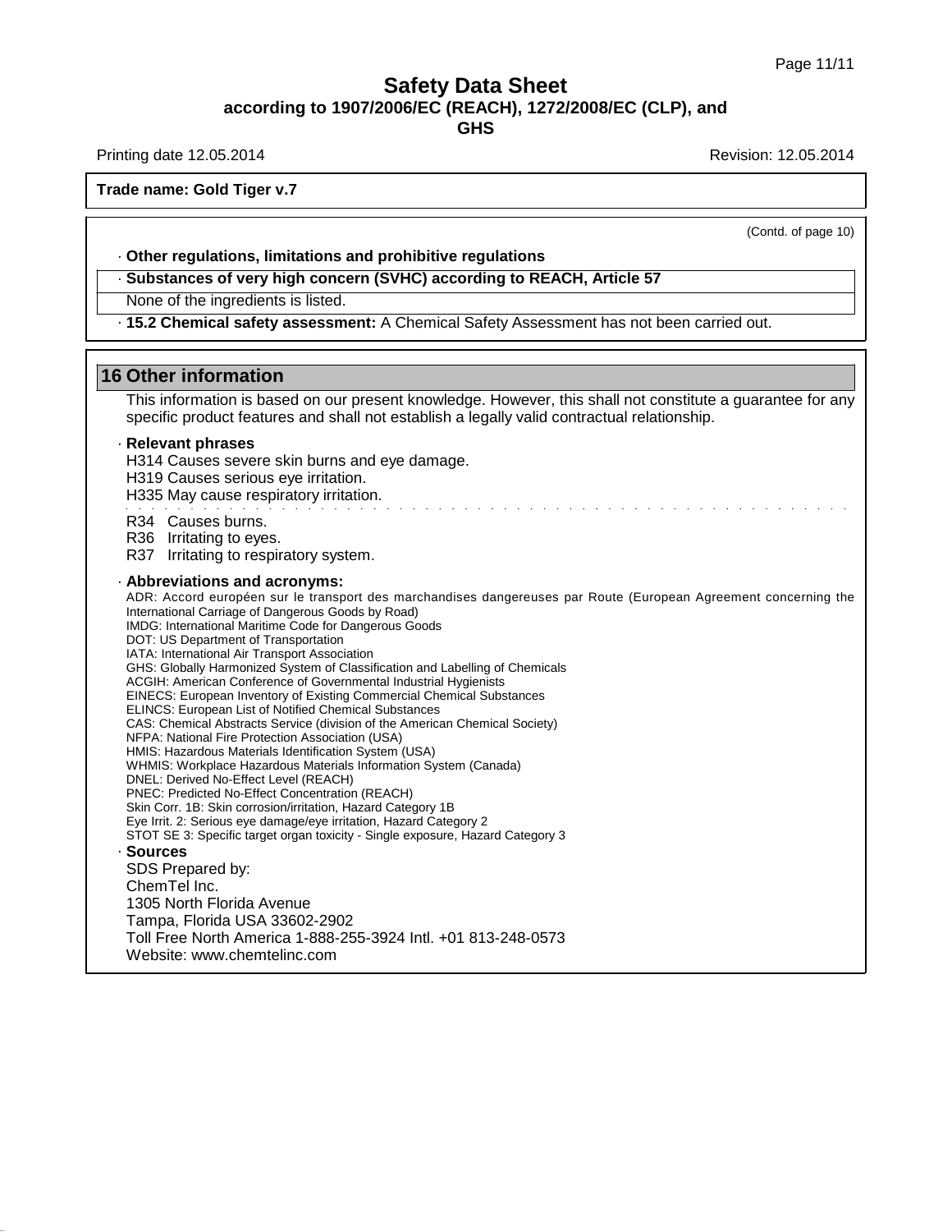(Contd. of page 10)

· **Other regulations, limitations and prohibitive regulations**

· **Substances of very high concern (SVHC) according to REACH, Article 57**

None of the ingredients is listed.

· **15.2 Chemical safety assessment:** A Chemical Safety Assessment has not been carried out.

## 16 Other information

This information is based on our present knowledge. However, this shall not constitute a guarantee for any specific product features and shall not establish a legally valid contractual relationship.

· **Relevant phrases**

H314 Causes severe skin burns and eye damage.
H319 Causes serious eye irritation.
H335 May cause respiratory irritation.

R34 Causes burns.
R36 Irritating to eyes.
R37 Irritating to respiratory system.

· **Abbreviations and acronyms:**

ADR: Accord européen sur le transport des marchandises dangereuses par Route (European Agreement concerning the International Carriage of Dangerous Goods by Road)
IMDG: International Maritime Code for Dangerous Goods
DOT: US Department of Transportation
IATA: International Air Transport Association
GHS: Globally Harmonized System of Classification and Labelling of Chemicals
ACGIH: American Conference of Governmental Industrial Hygienists
EINECS: European Inventory of Existing Commercial Chemical Substances
ELINCS: European List of Notified Chemical Substances
CAS: Chemical Abstracts Service (division of the American Chemical Society)
NFPA: National Fire Protection Association (USA)
HMIS: Hazardous Materials Identification System (USA)
WHMIS: Workplace Hazardous Materials Information System (Canada)
DNEL: Derived No-Effect Level (REACH)
PNEC: Predicted No-Effect Concentration (REACH)
Skin Corr. 1B: Skin corrosion/irritation, Hazard Category 1B
Eye Irrit. 2: Serious eye damage/eye irritation, Hazard Category 2
STOT SE 3: Specific target organ toxicity - Single exposure, Hazard Category 3

· **Sources**

SDS Prepared by:
ChemTel Inc.
1305 North Florida Avenue
Tampa, Florida USA 33602-2902
Toll Free North America 1-888-255-3924 Intl. +01 813-248-0573
Website: www.chemtelinc.com